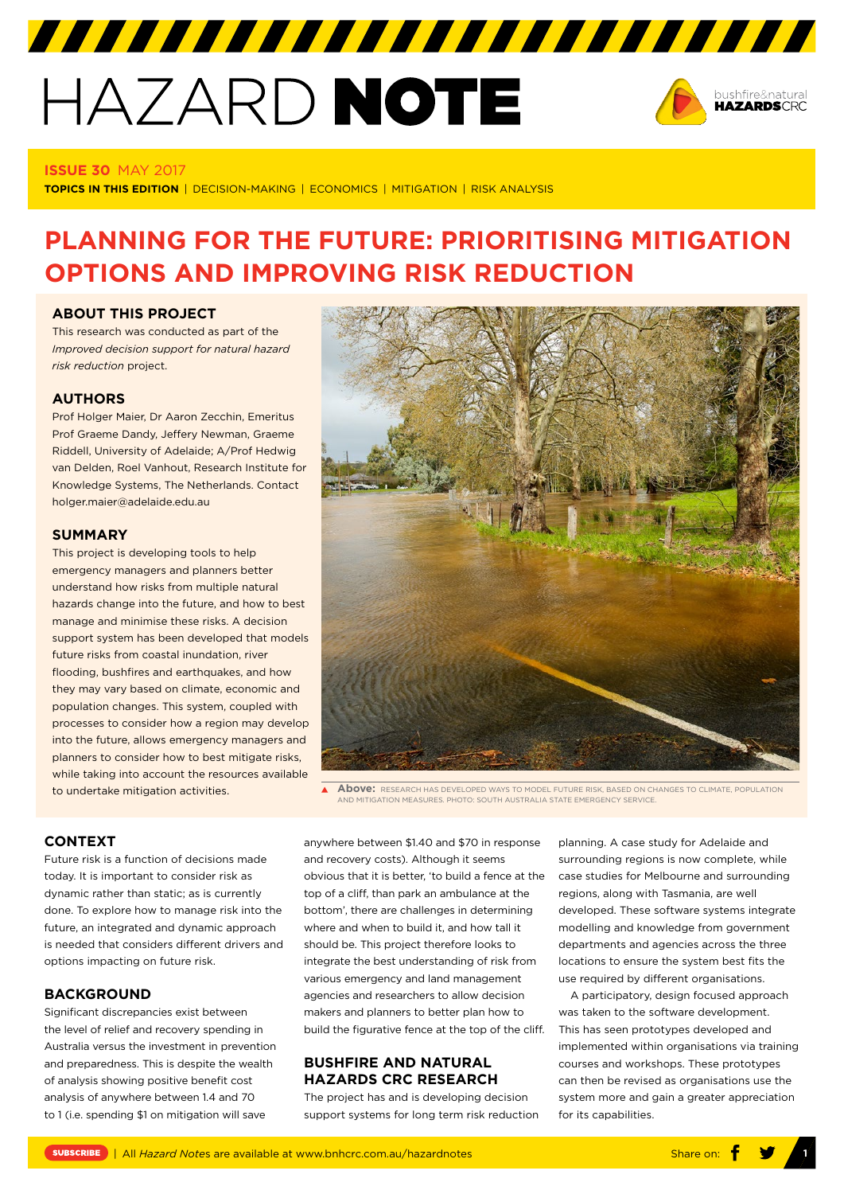# HAZARD NOTE

**ISSUE 30** MAY 2017

**TOPICS IN THIS EDITION** | DECISION-MAKING | ECONOMICS | MITIGATION | RISK ANALYSIS

# PLANNING FOR THE FUTURE: PRIORITISING MITIGATION OPTIONS AND IMPROVING RISK REDUCTION

## ABOUT THIS PROJECT

This research was conducted as part of the *Improved decision support for natural hazard risk reduction* project.

## AUTHORS

Prof Holger Maier, Dr Aaron Zecchin, Emeritus Prof Graeme Dandy, Jeffery Newman, Graeme Riddell, University of Adelaide; A/Prof Hedwig van Delden, Roel Vanhout, Research Institute for Knowledge Systems, The Netherlands. Contact holger.maier@adelaide.edu.au

## SUMMARY

This project is developing tools to help emergency managers and planners better understand how risks from multiple natural hazards change into the future, and how to best manage and minimise these risks. A decision support system has been developed that models future risks from coastal inundation, river flooding, bushfires and earthquakes, and how they may vary based on climate, economic and population changes. This system, coupled with processes to consider how a region may develop into the future, allows emergency managers and planners to consider how to best mitigate risks, while taking into account the resources available to undertake mitigation activities.

**Above:** RESEARCH HAS DEVELOPED WAYS TO MODEL FUTURE RISK, BASED ON CHANGES TO CLIMATE, POPULATION AND MITIGATION MEASURES. PHOTO: SOUTH AUSTRALIA STATE EMERGENCY SERVICE.

## CONTEXT

Future risk is a function of decisions made today. It is important to consider risk as dynamic rather than static; as is currently done. To explore how to manage risk into the future, an integrated and dynamic approach is needed that considers different drivers and options impacting on future risk.

## BACKGROUND

Significant discrepancies exist between the level of relief and recovery spending in Australia versus the investment in prevention and preparedness. This is despite the wealth of analysis showing positive benefit cost analysis of anywhere between 1.4 and 70 to 1 (i.e. spending $1 on mitigation will save anywhere between $1.40 and $70 in response and recovery costs). Although it seems obvious that it is better, 'to build a fence at the top of a cliff, than park an ambulance at the bottom', there are challenges in determining where and when to build it, and how tall it should be. This project therefore looks to integrate the best understanding of risk from various emergency and land management agencies and researchers to allow decision makers and planners to better plan how to build the figurative fence at the top of the cliff.

## BUSHFIRE AND NATURAL HAZARDS CRC RESEARCH

The project has and is developing decision support systems for long term risk reduction planning. A case study for Adelaide and surrounding regions is now complete, while case studies for Melbourne and surrounding regions, along with Tasmania, are well developed. These software systems integrate modelling and knowledge from government departments and agencies across the three locations to ensure the system best fits the use required by different organisations.

A participatory, design focused approach was taken to the software development. This has seen prototypes developed and implemented within organisations via training courses and workshops. These prototypes can then be revised as organisations use the system more and gain a greater appreciation for its capabilities.

SUBSCRIBE | All *Hazard Notes* are available at www.bnhcrc.com.au/hazardnotes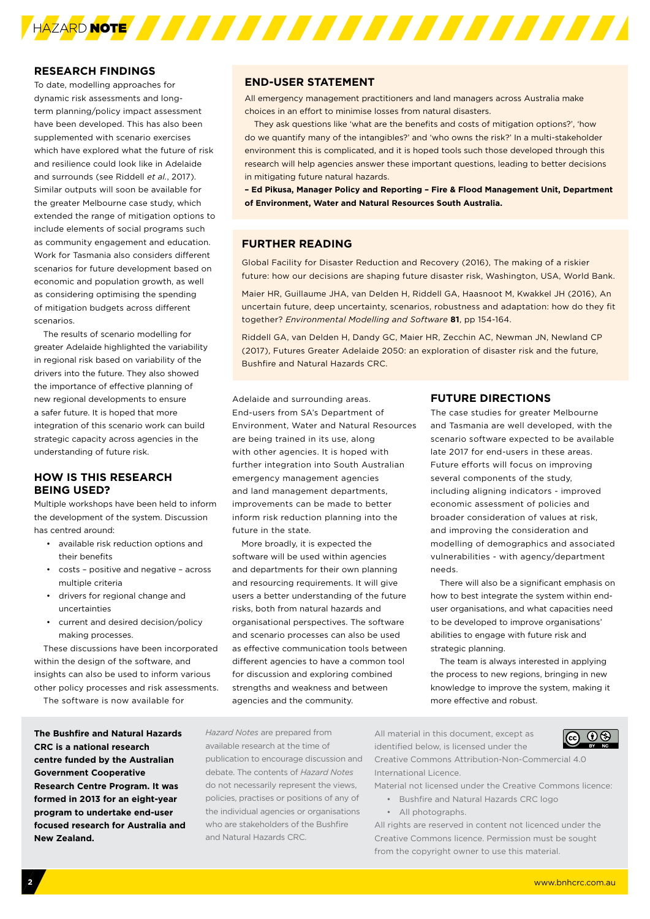## RESEARCH FINDINGS

To date, modelling approaches for dynamic risk assessments and long-term planning/policy impact assessment have been developed. This has also been supplemented with scenario exercises which have explored what the future of risk and resilience could look like in Adelaide and surrounds (see Riddell *et al.*, 2017). Similar outputs will soon be available for the greater Melbourne case study, which extended the range of mitigation options to include elements of social programs such as community engagement and education. Work for Tasmania also considers different scenarios for future development based on economic and population growth, as well as considering optimising the spending of mitigation budgets across different scenarios.

The results of scenario modelling for greater Adelaide highlighted the variability in regional risk based on variability of the drivers into the future. They also showed the importance of effective planning of new regional developments to ensure a safer future. It is hoped that more integration of this scenario work can build strategic capacity across agencies in the understanding of future risk.

## HOW IS THIS RESEARCH BEING USED?

Multiple workshops have been held to inform the development of the system. Discussion has centred around:

- available risk reduction options and their benefits
- costs – positive and negative – across multiple criteria
- drivers for regional change and uncertainties
- current and desired decision/policy making processes.

These discussions have been incorporated within the design of the software, and insights can also be used to inform various other policy processes and risk assessments.

The software is now available for Adelaide and surrounding areas. End-users from SA's Department of Environment, Water and Natural Resources are being trained in its use, along with other agencies. It is hoped with further integration into South Australian emergency management agencies and land management departments, improvements can be made to better inform risk reduction planning into the future in the state.

More broadly, it is expected the software will be used within agencies and departments for their own planning and resourcing requirements. It will give users a better understanding of the future risks, both from natural hazards and organisational perspectives. The software and scenario processes can also be used as effective communication tools between different agencies to have a common tool for discussion and exploring combined strengths and weakness and between agencies and the community.

## END-USER STATEMENT

All emergency management practitioners and land managers across Australia make choices in an effort to minimise losses from natural disasters.

They ask questions like 'what are the benefits and costs of mitigation options?', 'how do we quantify many of the intangibles?' and 'who owns the risk?' In a multi-stakeholder environment this is complicated, and it is hoped tools such those developed through this research will help agencies answer these important questions, leading to better decisions in mitigating future natural hazards.

**– Ed Pikusa, Manager Policy and Reporting – Fire & Flood Management Unit, Department of Environment, Water and Natural Resources South Australia.**

## FURTHER READING

Global Facility for Disaster Reduction and Recovery (2016), The making of a riskier future: how our decisions are shaping future disaster risk, Washington, USA, World Bank.

Maier HR, Guillaume JHA, van Delden H, Riddell GA, Haasnoot M, Kwakkel JH (2016), An uncertain future, deep uncertainty, scenarios, robustness and adaptation: how do they fit together? *Environmental Modelling and Software* **81**, pp 154-164.

Riddell GA, van Delden H, Dandy GC, Maier HR, Zecchin AC, Newman JN, Newland CP (2017), Futures Greater Adelaide 2050: an exploration of disaster risk and the future, Bushfire and Natural Hazards CRC.

## FUTURE DIRECTIONS

The case studies for greater Melbourne and Tasmania are well developed, with the scenario software expected to be available late 2017 for end-users in these areas. Future efforts will focus on improving several components of the study, including aligning indicators - improved economic assessment of policies and broader consideration of values at risk, and improving the consideration and modelling of demographics and associated vulnerabilities - with agency/department needs.

There will also be a significant emphasis on how to best integrate the system within end-user organisations, and what capacities need to be developed to improve organisations' abilities to engage with future risk and strategic planning.

The team is always interested in applying the process to new regions, bringing in new knowledge to improve the system, making it more effective and robust.

**The Bushfire and Natural Hazards CRC is a national research centre funded by the Australian Government Cooperative Research Centre Program. It was formed in 2013 for an eight-year program to undertake end-user focused research for Australia and New Zealand.**

*Hazard Notes* are prepared from available research at the time of publication to encourage discussion and debate. The contents of *Hazard Notes* do not necessarily represent the views, policies, practises or positions of any of the individual agencies or organisations who are stakeholders of the Bushfire and Natural Hazards CRC.

All material in this document, except as identified below, is licensed under the Creative Commons Attribution-Non-Commercial 4.0 International Licence.

Material not licensed under the Creative Commons licence:

- Bushfire and Natural Hazards CRC logo
- All photographs.

All rights are reserved in content not licenced under the Creative Commons licence. Permission must be sought from the copyright owner to use this material.

www.bnhcrc.com.au